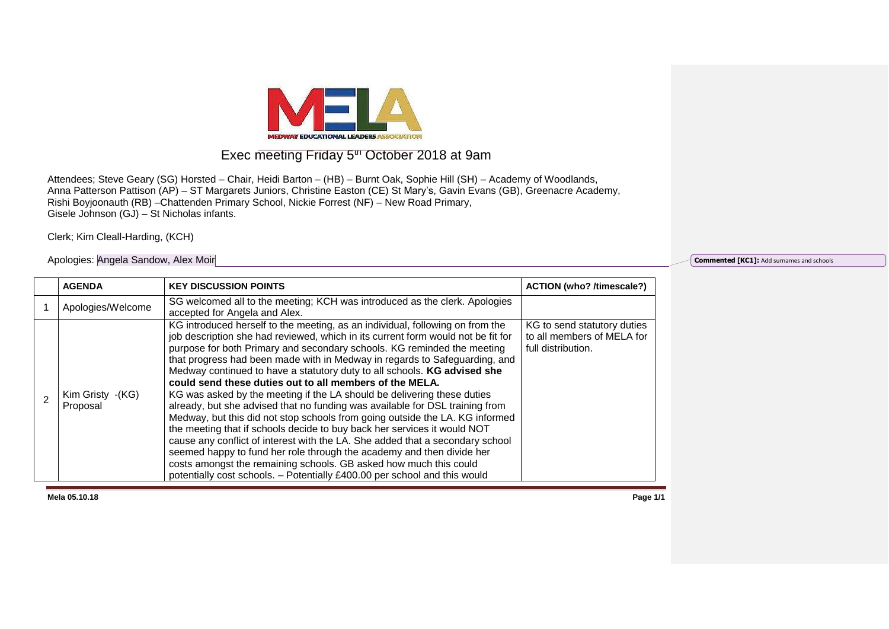# Exec meeting Friday 5th October 2018 at 9am

Attendees; Steve Geary (SG) Horsted – Chair, Heidi Barton – (HB) – Burnt Oak, Sophie Hill (SH) – Academy of Woodlands, Anna Patterson Pattison (AP) – ST Margarets Juniors, Christine Easton (CE) St Mary's, Gavin Evans (GB), Greenacre Academy, Rishi Boyjoonauth (RB) –Chattenden Primary School, Nickie Forrest (NF) – New Road Primary, Gisele Johnson (GJ) – St Nicholas infants.

Clerk; Kim Cleall-Harding, (KCH)

Apologies: Angela Sandow, Alex Moir

**Commented [KC1]:** Add surnames and schools

| | AGENDA | KEY DISCUSSION POINTS | ACTION (who? /timescale?) |
|---|---|---|---|
| 1 | Apologies/Welcome | SG welcomed all to the meeting; KCH was introduced as the clerk. Apologies accepted for Angela and Alex. | |
| 2 | Kim Gristy -(KG) Proposal | KG introduced herself to the meeting, as an individual, following on from the job description she had reviewed, which in its current form would not be fit for purpose for both Primary and secondary schools. KG reminded the meeting that progress had been made with in Medway in regards to Safeguarding, and Medway continued to have a statutory duty to all schools. **KG advised she could send these duties out to all members of the MELA.** KG was asked by the meeting if the LA should be delivering these duties already, but she advised that no funding was available for DSL training from Medway, but this did not stop schools from going outside the LA. KG informed the meeting that if schools decide to buy back her services it would NOT cause any conflict of interest with the LA. She added that a secondary school seemed happy to fund her role through the academy and then divide her costs amongst the remaining schools. GB asked how much this could potentially cost schools. – Potentially £400.00 per school and this would | KG to send statutory duties to all members of MELA for full distribution. |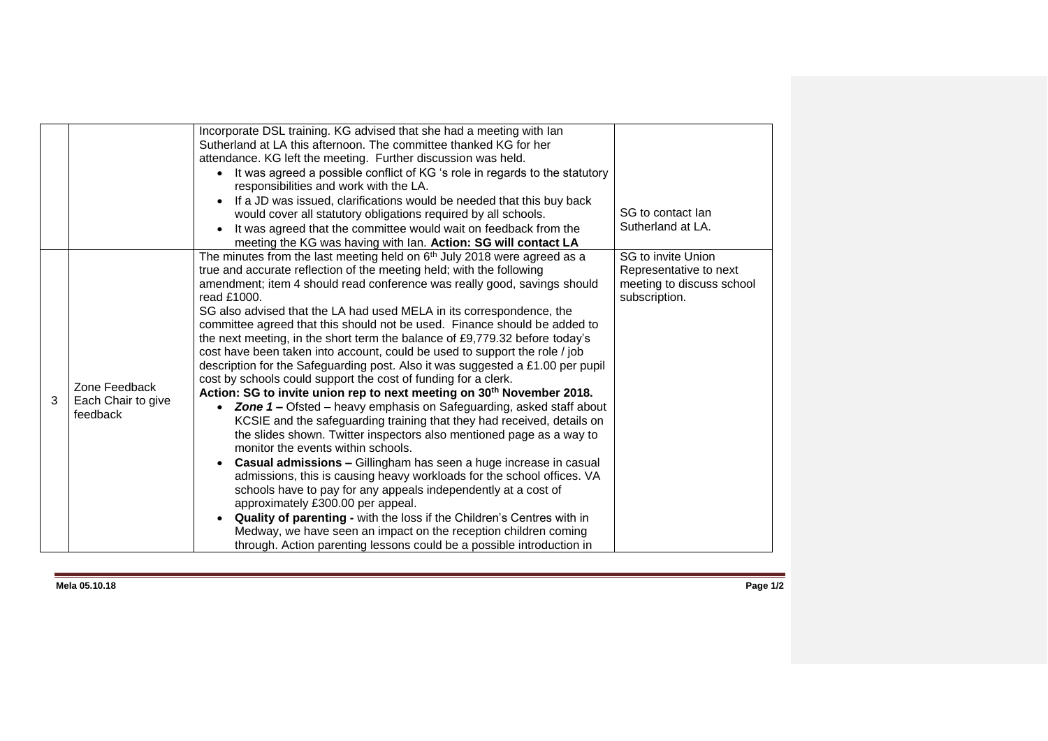| | | | |
|---|---|---|---|
| | | Incorporate DSL training. KG advised that she had a meeting with Ian Sutherland at LA this afternoon. The committee thanked KG for her attendance. KG left the meeting. Further discussion was held.<br>• It was agreed a possible conflict of KG 's role in regards to the statutory responsibilities and work with the LA.<br>• If a JD was issued, clarifications would be needed that this buy back would cover all statutory obligations required by all schools.<br>• It was agreed that the committee would wait on feedback from the meeting the KG was having with Ian. **Action: SG will contact LA** | SG to contact Ian Sutherland at LA. |
| 3 | Zone Feedback<br>Each Chair to give feedback | The minutes from the last meeting held on 6th July 2018 were agreed as a true and accurate reflection of the meeting held; with the following amendment; item 4 should read conference was really good, savings should read £1000.<br>SG also advised that the LA had used MELA in its correspondence, the committee agreed that this should not be used. Finance should be added to the next meeting, in the short term the balance of £9,779.32 before today's cost have been taken into account, could be used to support the role / job description for the Safeguarding post. Also it was suggested a £1.00 per pupil cost by schools could support the cost of funding for a clerk.<br>**Action: SG to invite union rep to next meeting on 30th November 2018.**<br>• ***Zone 1 –*** Ofsted – heavy emphasis on Safeguarding, asked staff about KCSIE and the safeguarding training that they had received, details on the slides shown. Twitter inspectors also mentioned page as a way to monitor the events within schools.<br>• **Casual admissions –** Gillingham has seen a huge increase in casual admissions, this is causing heavy workloads for the school offices. VA schools have to pay for any appeals independently at a cost of approximately £300.00 per appeal.<br>• **Quality of parenting -** with the loss if the Children's Centres with in Medway, we have seen an impact on the reception children coming through. Action parenting lessons could be a possible introduction in | SG to invite Union Representative to next meeting to discuss school subscription. |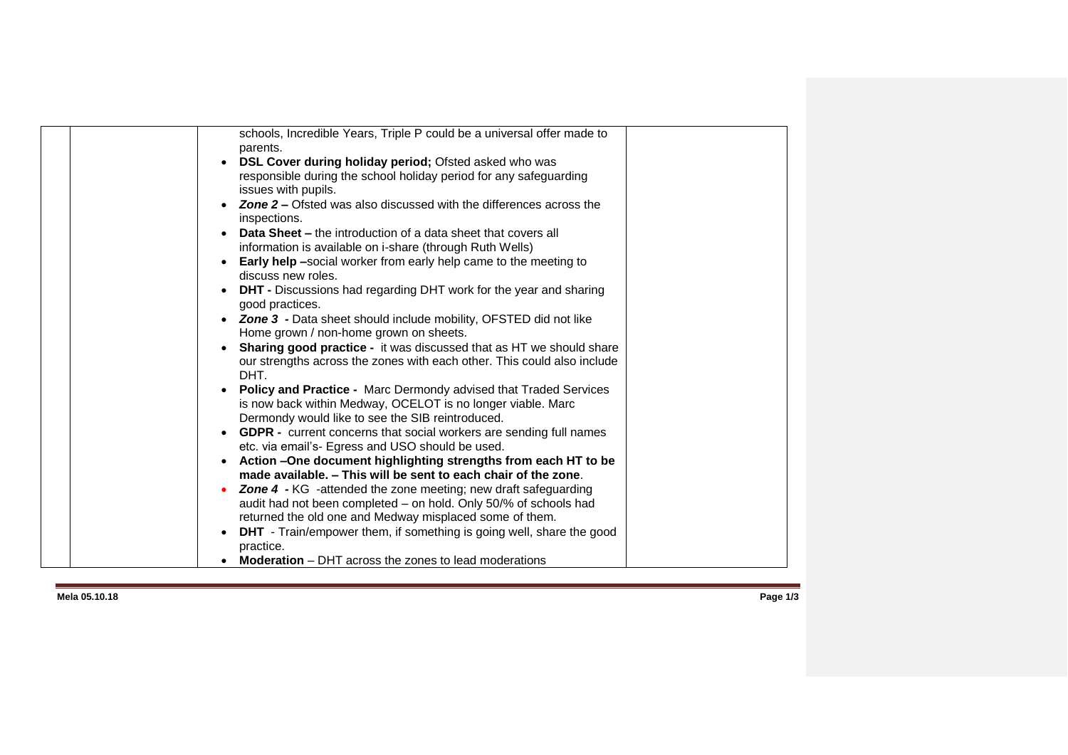| | | | |
|---|---|---|---|
| | | schools, Incredible Years, Triple P could be a universal offer made to parents.<br>• **DSL Cover during holiday period;** Ofsted asked who was responsible during the school holiday period for any safeguarding issues with pupils.<br>• ***Zone 2* –** Ofsted was also discussed with the differences across the inspections.<br>• **Data Sheet –** the introduction of a data sheet that covers all information is available on i-share (through Ruth Wells)<br>• **Early help –**social worker from early help came to the meeting to discuss new roles.<br>• **DHT -** Discussions had regarding DHT work for the year and sharing good practices.<br>• ***Zone 3* -** Data sheet should include mobility, OFSTED did not like Home grown / non-home grown on sheets.<br>• **Sharing good practice -** it was discussed that as HT we should share our strengths across the zones with each other. This could also include DHT.<br>• **Policy and Practice -** Marc Dermondy advised that Traded Services is now back within Medway, OCELOT is no longer viable. Marc Dermondy would like to see the SIB reintroduced.<br>• **GDPR -** current concerns that social workers are sending full names etc. via email's- Egress and USO should be used.<br>• **Action –One document highlighting strengths from each HT to be made available. – This will be sent to each chair of the zone**.<br>• ***Zone 4* -** KG -attended the zone meeting; new draft safeguarding audit had not been completed – on hold. Only 50/% of schools had returned the old one and Medway misplaced some of them.<br>• **DHT** - Train/empower them, if something is going well, share the good practice.<br>• **Moderation** – DHT across the zones to lead moderations | |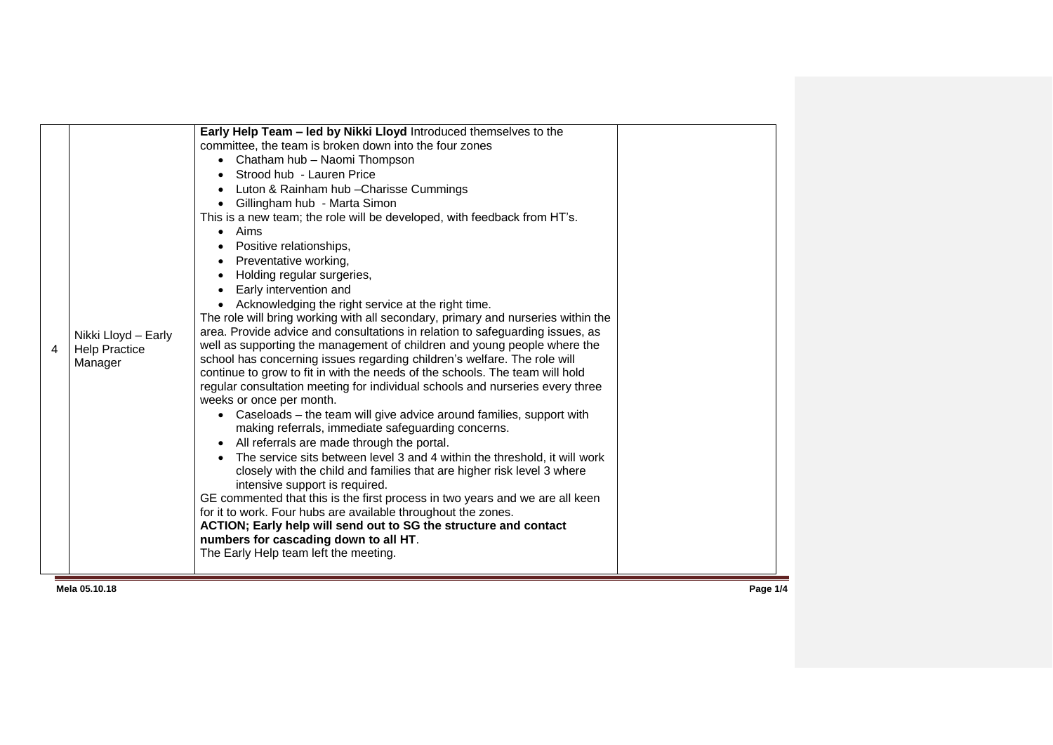| | | | |
|---|---|---|---|
| 4 | Nikki Lloyd – Early Help Practice Manager | **Early Help Team – led by Nikki Lloyd** Introduced themselves to the committee, the team is broken down into the four zones<br>• Chatham hub – Naomi Thompson<br>• Strood hub - Lauren Price<br>• Luton & Rainham hub –Charisse Cummings<br>• Gillingham hub - Marta Simon<br>This is a new team; the role will be developed, with feedback from HT's.<br>• Aims<br>• Positive relationships,<br>• Preventative working,<br>• Holding regular surgeries,<br>• Early intervention and<br>• Acknowledging the right service at the right time.<br>The role will bring working with all secondary, primary and nurseries within the area. Provide advice and consultations in relation to safeguarding issues, as well as supporting the management of children and young people where the school has concerning issues regarding children's welfare. The role will continue to grow to fit in with the needs of the schools. The team will hold regular consultation meeting for individual schools and nurseries every three weeks or once per month.<br>• Caseloads – the team will give advice around families, support with making referrals, immediate safeguarding concerns.<br>• All referrals are made through the portal.<br>• The service sits between level 3 and 4 within the threshold, it will work closely with the child and families that are higher risk level 3 where intensive support is required.<br>GE commented that this is the first process in two years and we are all keen for it to work. Four hubs are available throughout the zones.<br>**ACTION; Early help will send out to SG the structure and contact numbers for cascading down to all HT**.<br>The Early Help team left the meeting. | |

Mela 05.10.18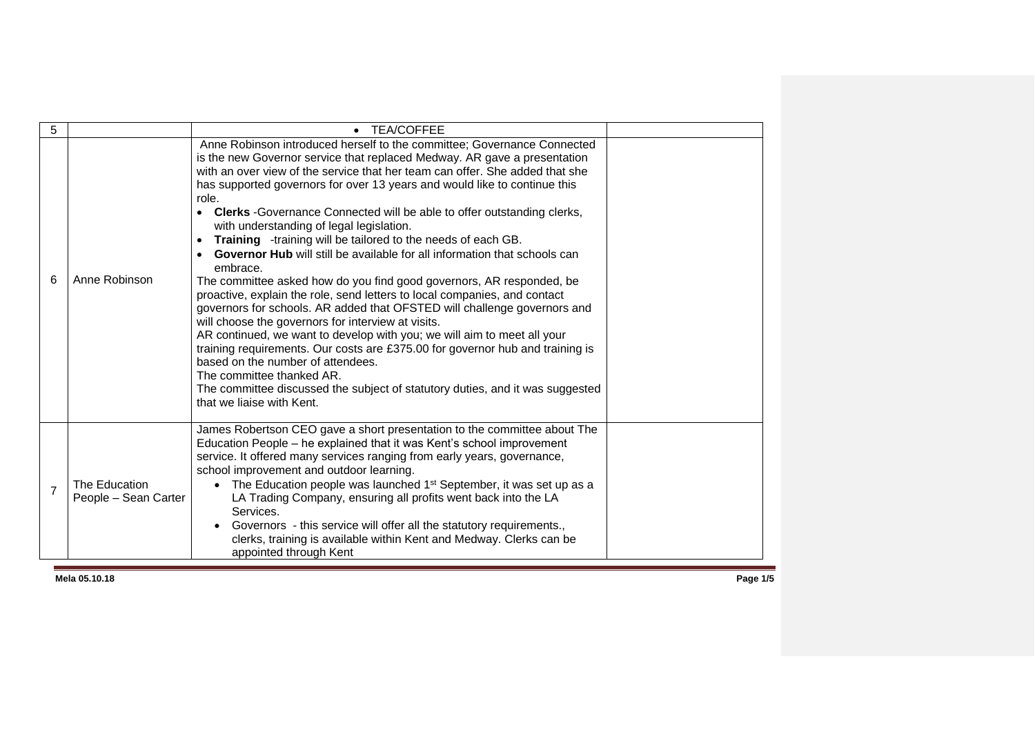| | | | |
|---|---|---|---|
| 5 | | • TEA/COFFEE | |
| 6 | Anne Robinson | Anne Robinson introduced herself to the committee; Governance Connected is the new Governor service that replaced Medway. AR gave a presentation with an over view of the service that her team can offer. She added that she has supported governors for over 13 years and would like to continue this role.<br>• **Clerks** -Governance Connected will be able to offer outstanding clerks, with understanding of legal legislation.<br>• **Training** -training will be tailored to the needs of each GB.<br>• **Governor Hub** will still be available for all information that schools can embrace.<br>The committee asked how do you find good governors, AR responded, be proactive, explain the role, send letters to local companies, and contact governors for schools. AR added that OFSTED will challenge governors and will choose the governors for interview at visits.<br>AR continued, we want to develop with you; we will aim to meet all your training requirements. Our costs are £375.00 for governor hub and training is based on the number of attendees.<br>The committee thanked AR.<br>The committee discussed the subject of statutory duties, and it was suggested that we liaise with Kent. | |
| 7 | The Education People – Sean Carter | James Robertson CEO gave a short presentation to the committee about The Education People – he explained that it was Kent's school improvement service. It offered many services ranging from early years, governance, school improvement and outdoor learning.<br>• The Education people was launched 1st September, it was set up as a LA Trading Company, ensuring all profits went back into the LA Services.<br>• Governors - this service will offer all the statutory requirements., clerks, training is available within Kent and Medway. Clerks can be appointed through Kent | |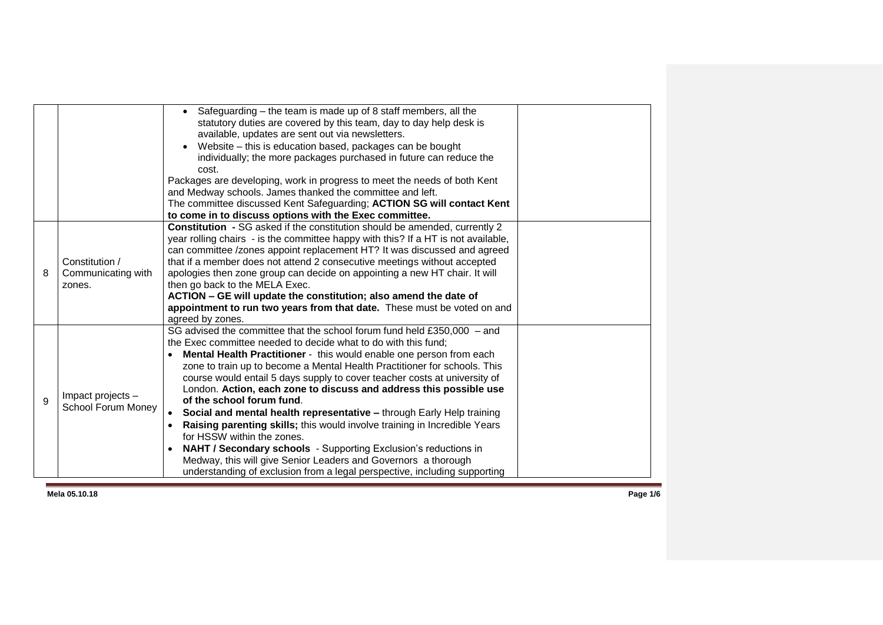| | | | |
|---|---|---|---|
| | | • Safeguarding – the team is made up of 8 staff members, all the statutory duties are covered by this team, day to day help desk is available, updates are sent out via newsletters.<br>• Website – this is education based, packages can be bought individually; the more packages purchased in future can reduce the cost.<br>Packages are developing, work in progress to meet the needs of both Kent and Medway schools. James thanked the committee and left.<br>The committee discussed Kent Safeguarding; **ACTION SG will contact Kent to come in to discuss options with the Exec committee.** | |
| 8 | Constitution / Communicating with zones. | **Constitution -** SG asked if the constitution should be amended, currently 2 year rolling chairs - is the committee happy with this? If a HT is not available, can committee /zones appoint replacement HT? It was discussed and agreed that if a member does not attend 2 consecutive meetings without accepted apologies then zone group can decide on appointing a new HT chair. It will then go back to the MELA Exec.<br>**ACTION – GE will update the constitution; also amend the date of appointment to run two years from that date.** These must be voted on and agreed by zones. | |
| 9 | Impact projects – School Forum Money | SG advised the committee that the school forum fund held £350,000 – and the Exec committee needed to decide what to do with this fund;<br>• **Mental Health Practitioner** - this would enable one person from each zone to train up to become a Mental Health Practitioner for schools. This course would entail 5 days supply to cover teacher costs at university of London. **Action, each zone to discuss and address this possible use of the school forum fund**.<br>• **Social and mental health representative –** through Early Help training<br>• **Raising parenting skills;** this would involve training in Incredible Years for HSSW within the zones.<br>• **NAHT / Secondary schools** - Supporting Exclusion's reductions in Medway, this will give Senior Leaders and Governors a thorough understanding of exclusion from a legal perspective, including supporting | |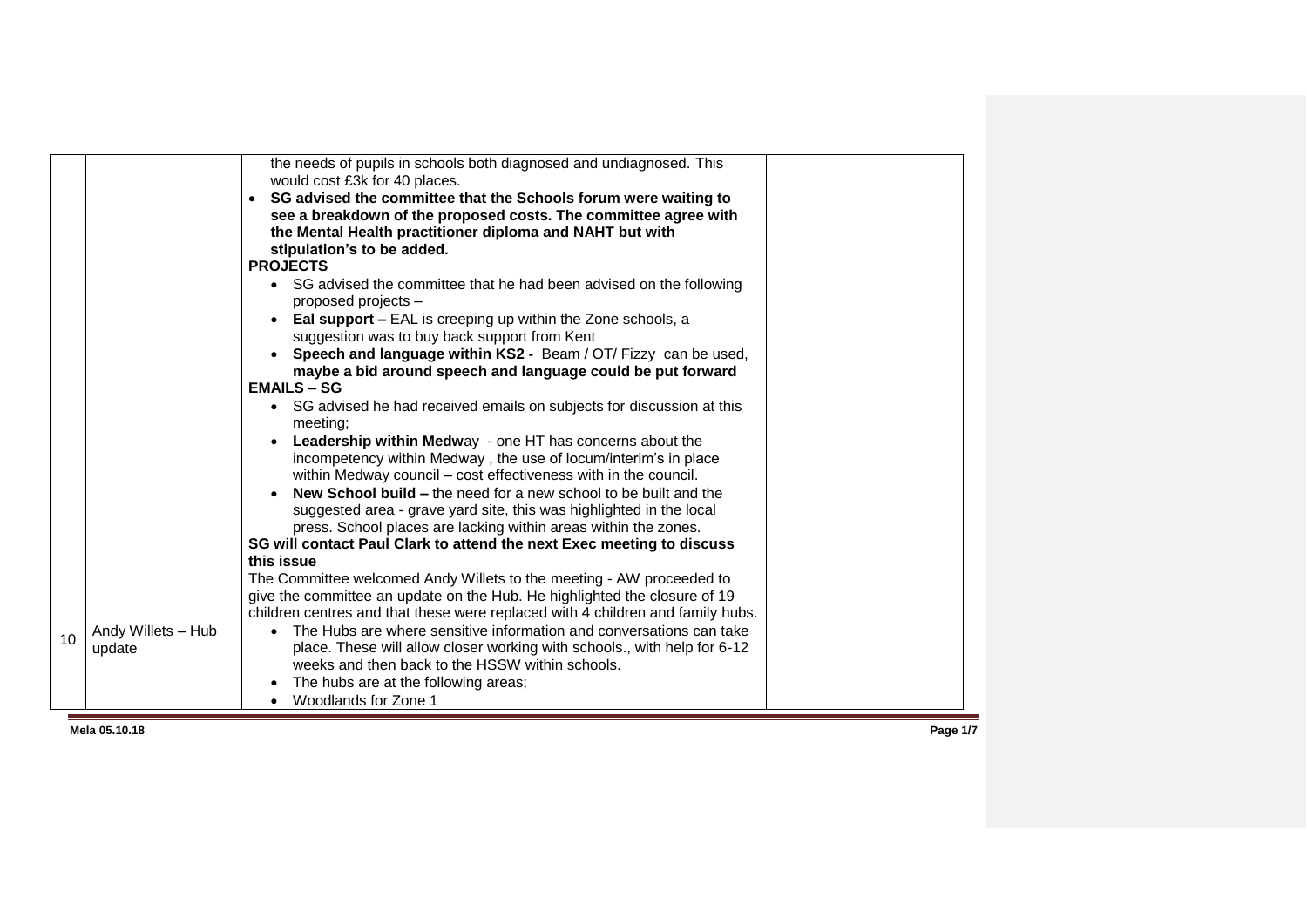| | | | |
|---|---|---|---|
| | | the needs of pupils in schools both diagnosed and undiagnosed. This would cost £3k for 40 places.<br>• **SG advised the committee that the Schools forum were waiting to see a breakdown of the proposed costs. The committee agree with the Mental Health practitioner diploma and NAHT but with stipulation's to be added.**<br>**PROJECTS**<br>• SG advised the committee that he had been advised on the following proposed projects –<br>• **Eal support –** EAL is creeping up within the Zone schools, a suggestion was to buy back support from Kent<br>• **Speech and language within KS2 -** Beam / OT/ Fizzy can be used, **maybe a bid around speech and language could be put forward**<br>**EMAILS** – **SG**<br>• SG advised he had received emails on subjects for discussion at this meeting;<br>• **Leadership within Medw**ay - one HT has concerns about the incompetency within Medway , the use of locum/interim's in place within Medway council – cost effectiveness with in the council.<br>• **New School build –** the need for a new school to be built and the suggested area - grave yard site, this was highlighted in the local press. School places are lacking within areas within the zones.<br>**SG will contact Paul Clark to attend the next Exec meeting to discuss this issue** | |
| 10 | Andy Willets – Hub update | The Committee welcomed Andy Willets to the meeting - AW proceeded to give the committee an update on the Hub. He highlighted the closure of 19 children centres and that these were replaced with 4 children and family hubs.<br>• The Hubs are where sensitive information and conversations can take place. These will allow closer working with schools., with help for 6-12 weeks and then back to the HSSW within schools.<br>• The hubs are at the following areas;<br>• Woodlands for Zone 1 | |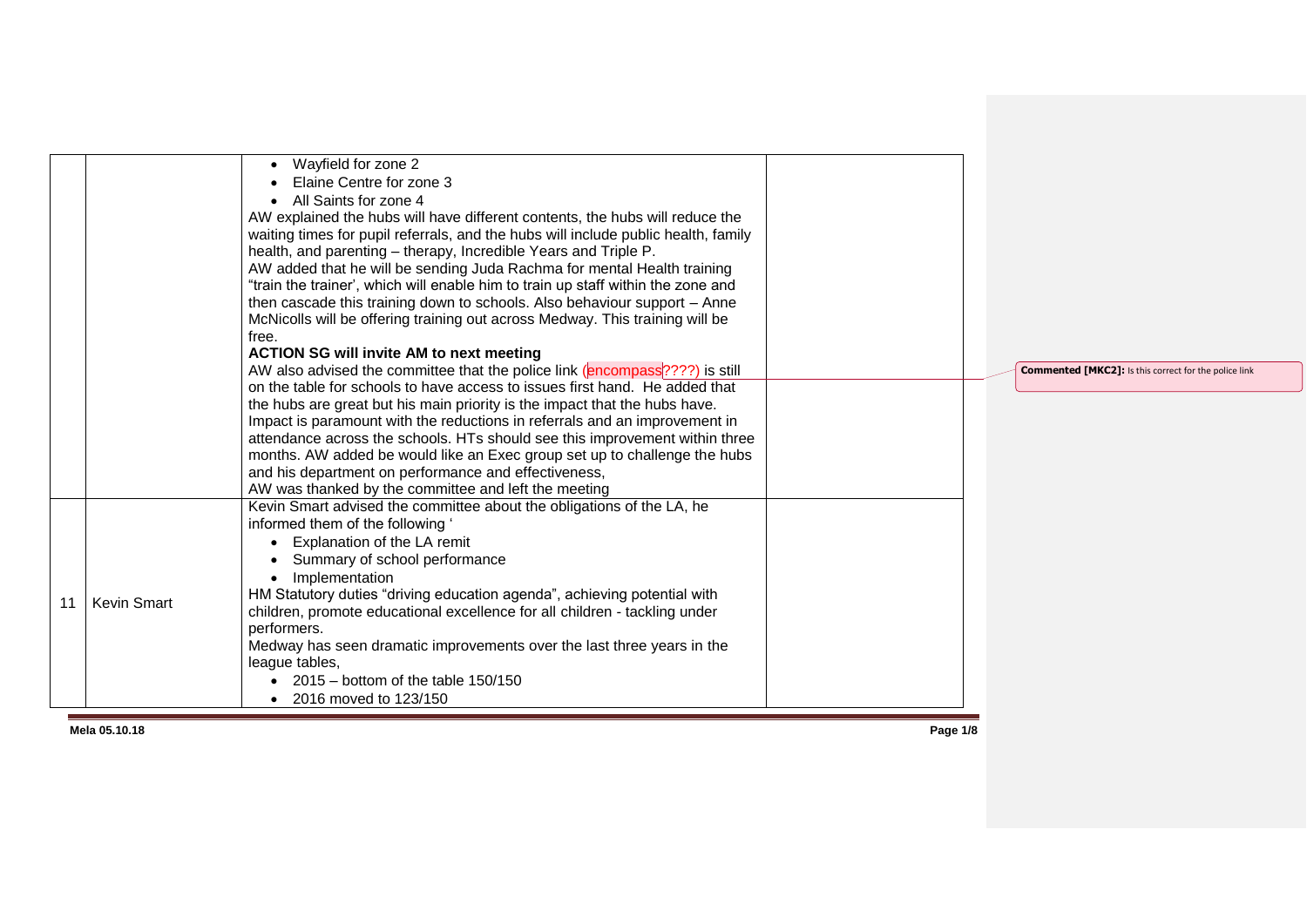| | | | |
|---|---|---|---|
| | | • Wayfield for zone 2<br>• Elaine Centre for zone 3<br>• All Saints for zone 4<br>AW explained the hubs will have different contents, the hubs will reduce the waiting times for pupil referrals, and the hubs will include public health, family health, and parenting – therapy, Incredible Years and Triple P.<br>AW added that he will be sending Juda Rachma for mental Health training "train the trainer', which will enable him to train up staff within the zone and then cascade this training down to schools. Also behaviour support – Anne McNicolls will be offering training out across Medway. This training will be free.<br>**ACTION SG will invite AM to next meeting**<br>AW also advised the committee that the police link (encompass????) is still on the table for schools to have access to issues first hand. He added that the hubs are great but his main priority is the impact that the hubs have. Impact is paramount with the reductions in referrals and an improvement in attendance across the schools. HTs should see this improvement within three months. AW added be would like an Exec group set up to challenge the hubs and his department on performance and effectiveness,<br>AW was thanked by the committee and left the meeting | |
| 11 | Kevin Smart | Kevin Smart advised the committee about the obligations of the LA, he informed them of the following '<br>• Explanation of the LA remit<br>• Summary of school performance<br>• Implementation<br>HM Statutory duties "driving education agenda", achieving potential with children, promote educational excellence for all children - tackling under performers.<br>Medway has seen dramatic improvements over the last three years in the league tables,<br>• 2015 – bottom of the table 150/150<br>• 2016 moved to 123/150 | |

**Commented [MKC2]:** Is this correct for the police link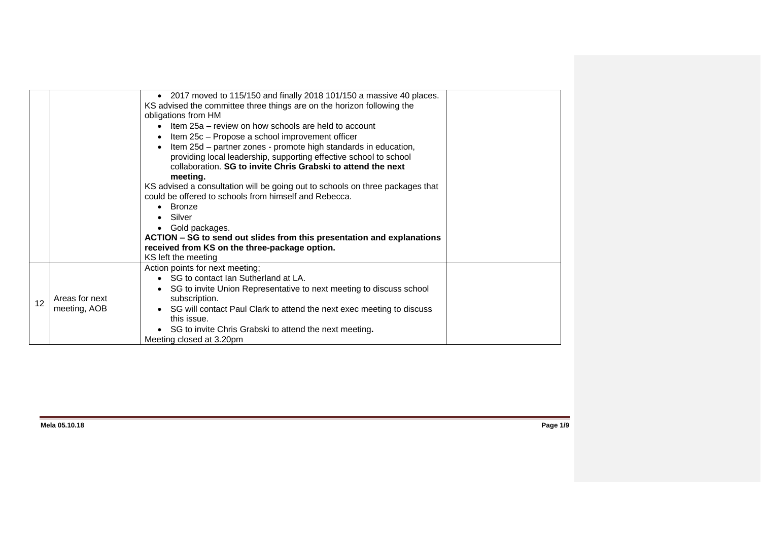| | | | |
|---|---|---|---|
| | | • 2017 moved to 115/150 and finally 2018 101/150 a massive 40 places.<br>KS advised the committee three things are on the horizon following the obligations from HM<br>• Item 25a – review on how schools are held to account<br>• Item 25c – Propose a school improvement officer<br>• Item 25d – partner zones - promote high standards in education, providing local leadership, supporting effective school to school collaboration. **SG to invite Chris Grabski to attend the next meeting.**<br>KS advised a consultation will be going out to schools on three packages that could be offered to schools from himself and Rebecca.<br>• Bronze<br>• Silver<br>• Gold packages.<br>**ACTION – SG to send out slides from this presentation and explanations received from KS on the three-package option.**<br>KS left the meeting | |
| 12 | Areas for next meeting, AOB | Action points for next meeting;<br>• SG to contact Ian Sutherland at LA.<br>• SG to invite Union Representative to next meeting to discuss school subscription.<br>• SG will contact Paul Clark to attend the next exec meeting to discuss this issue.<br>• SG to invite Chris Grabski to attend the next meeting**.**<br>Meeting closed at 3.20pm | |